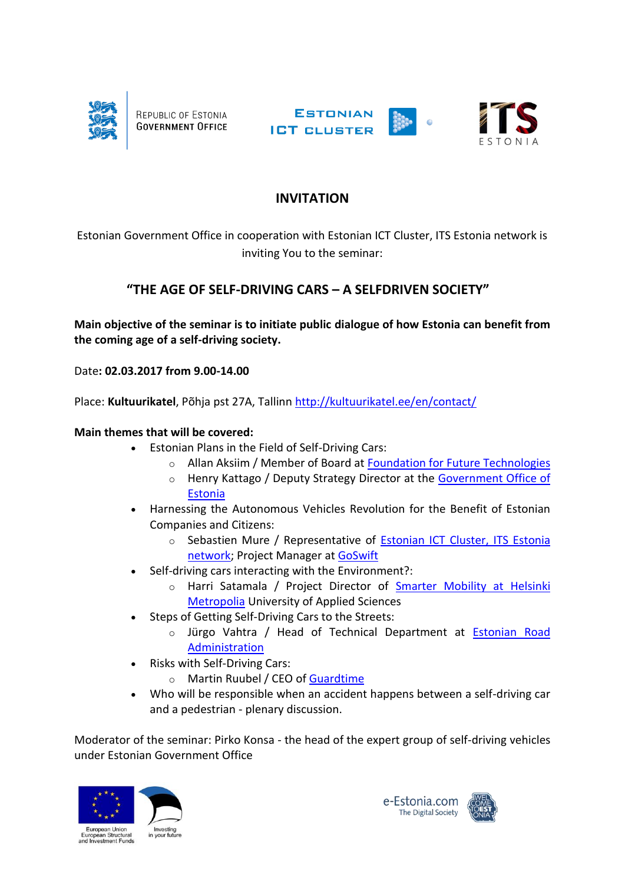REPUBLIC OF ESTONIA
GOVERNMENT OFFICE

ESTONIAN ICT CLUSTER

ITS ESTONIA

# INVITATION

Estonian Government Office in cooperation with Estonian ICT Cluster, ITS Estonia network is inviting You to the seminar:

## "THE AGE OF SELF-DRIVING CARS – A SELFDRIVEN SOCIETY"

**Main objective of the seminar is to initiate public dialogue of how Estonia can benefit from the coming age of a self-driving society.**

Date**: 02.03.2017 from 9.00-14.00**

Place: **Kultuurikatel**, Põhja pst 27A, Tallinn http://kultuurikatel.ee/en/contact/

**Main themes that will be covered:**

- Estonian Plans in the Field of Self-Driving Cars:
  - Allan Aksiim / Member of Board at Foundation for Future Technologies
  - Henry Kattago / Deputy Strategy Director at the Government Office of Estonia
- Harnessing the Autonomous Vehicles Revolution for the Benefit of Estonian Companies and Citizens:
  - Sebastien Mure / Representative of Estonian ICT Cluster, ITS Estonia network; Project Manager at GoSwift
- Self-driving cars interacting with the Environment?:
  - Harri Satamala / Project Director of Smarter Mobility at Helsinki Metropolia University of Applied Sciences
- Steps of Getting Self-Driving Cars to the Streets:
  - Jürgo Vahtra / Head of Technical Department at Estonian Road Administration
- Risks with Self-Driving Cars:
  - Martin Ruubel / CEO of Guardtime
- Who will be responsible when an accident happens between a self-driving car and a pedestrian - plenary discussion.

Moderator of the seminar: Pirko Konsa - the head of the expert group of self-driving vehicles under Estonian Government Office

European Union
European Structural
and Investment Funds

Investing
in your future

e-Estonia.com
The Digital Society

WELCOME TO ESTONIA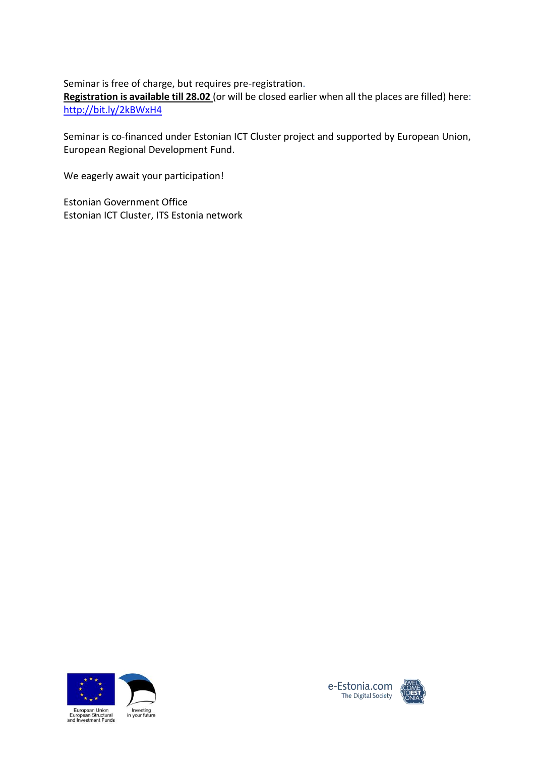Seminar is free of charge, but requires pre-registration.
**Registration is available till 28.02** (or will be closed earlier when all the places are filled) here: http://bit.ly/2kBWxH4

Seminar is co-financed under Estonian ICT Cluster project and supported by European Union, European Regional Development Fund.

We eagerly await your participation!

Estonian Government Office
Estonian ICT Cluster, ITS Estonia network

European Union
European Structural
and Investment Funds

Investing
in your future

e-Estonia.com
The Digital Society